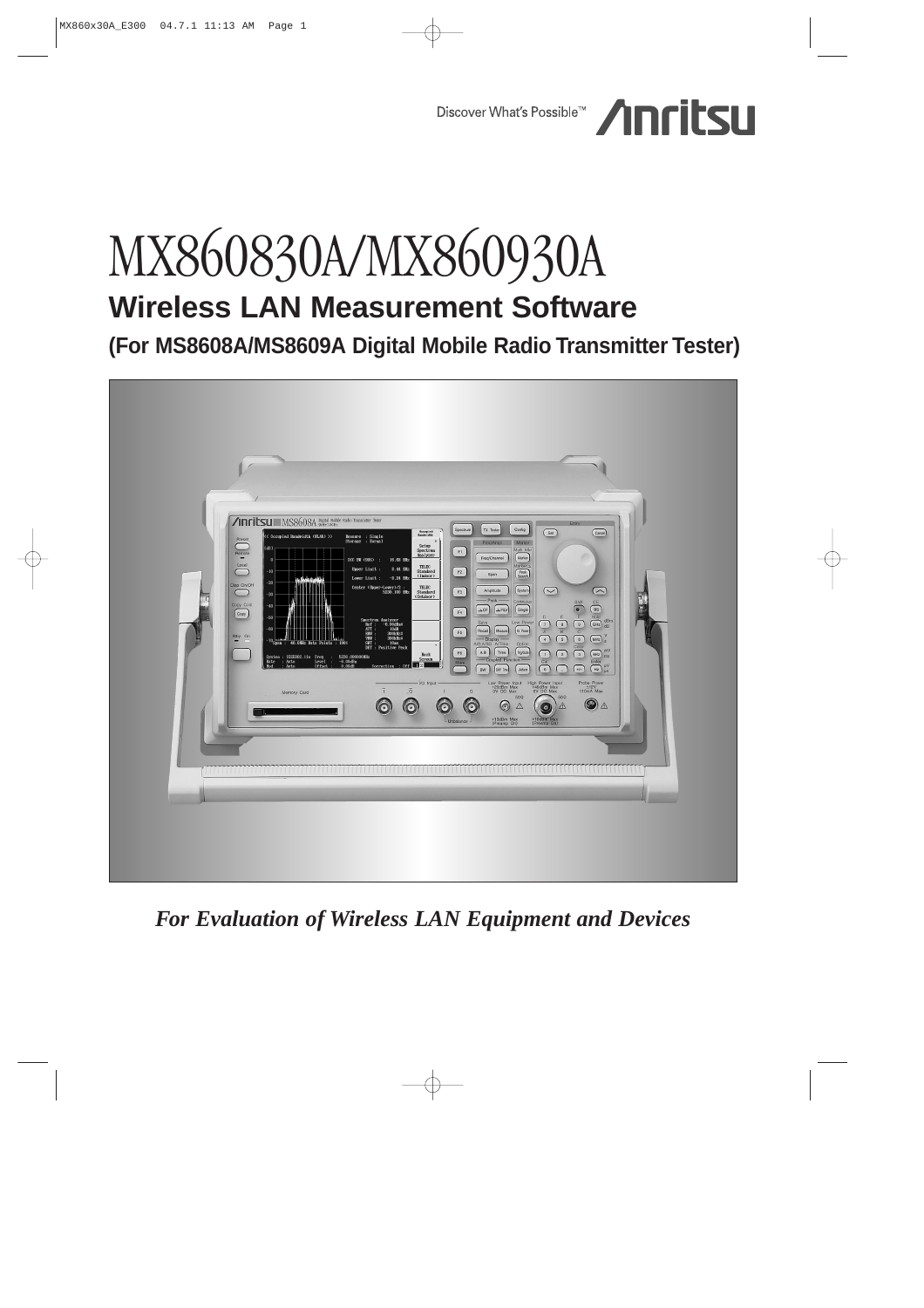Discover What's Possible™ Anritsu

# MX860830A/MX860930A

## Wireless LAN Measurement Software

### (For MS8608A/MS8609A Digital Mobile Radio Transmitter Tester)

*For Evaluation of Wireless LAN Equipment and Devices*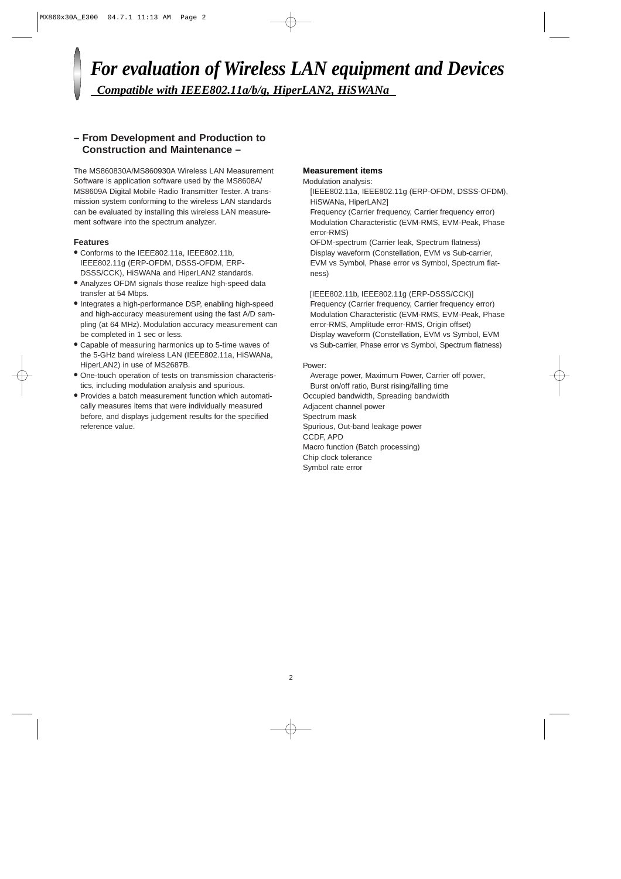# *For evaluation of Wireless LAN equipment and Devices*

***Compatible with IEEE802.11a/b/g, HiperLAN2, HiSWANa***

## – From Development and Production to Construction and Maintenance –

The MS860830A/MS860930A Wireless LAN Measurement Software is application software used by the MS8608A/MS8609A Digital Mobile Radio Transmitter Tester. A transmission system conforming to the wireless LAN standards can be evaluated by installing this wireless LAN measurement software into the spectrum analyzer.

### Features

- Conforms to the IEEE802.11a, IEEE802.11b, IEEE802.11g (ERP-OFDM, DSSS-OFDM, ERP-DSSS/CCK), HiSWANa and HiperLAN2 standards.
- Analyzes OFDM signals those realize high-speed data transfer at 54 Mbps.
- Integrates a high-performance DSP, enabling high-speed and high-accuracy measurement using the fast A/D sampling (at 64 MHz). Modulation accuracy measurement can be completed in 1 sec or less.
- Capable of measuring harmonics up to 5-time waves of the 5-GHz band wireless LAN (IEEE802.11a, HiSWANa, HiperLAN2) in use of MS2687B.
- One-touch operation of tests on transmission characteristics, including modulation analysis and spurious.
- Provides a batch measurement function which automatically measures items that were individually measured before, and displays judgement results for the specified reference value.

### Measurement items

Modulation analysis:

[IEEE802.11a, IEEE802.11g (ERP-OFDM, DSSS-OFDM), HiSWANa, HiperLAN2]
Frequency (Carrier frequency, Carrier frequency error)
Modulation Characteristic (EVM-RMS, EVM-Peak, Phase error-RMS)
OFDM-spectrum (Carrier leak, Spectrum flatness)
Display waveform (Constellation, EVM vs Sub-carrier, EVM vs Symbol, Phase error vs Symbol, Spectrum flatness)

[IEEE802.11b, IEEE802.11g (ERP-DSSS/CCK)]
Frequency (Carrier frequency, Carrier frequency error)
Modulation Characteristic (EVM-RMS, EVM-Peak, Phase error-RMS, Amplitude error-RMS, Origin offset)
Display waveform (Constellation, EVM vs Symbol, EVM vs Sub-carrier, Phase error vs Symbol, Spectrum flatness)

Power:

Average power, Maximum Power, Carrier off power, Burst on/off ratio, Burst rising/falling time

Occupied bandwidth, Spreading bandwidth
Adjacent channel power
Spectrum mask
Spurious, Out-band leakage power
CCDF, APD
Macro function (Batch processing)
Chip clock tolerance
Symbol rate error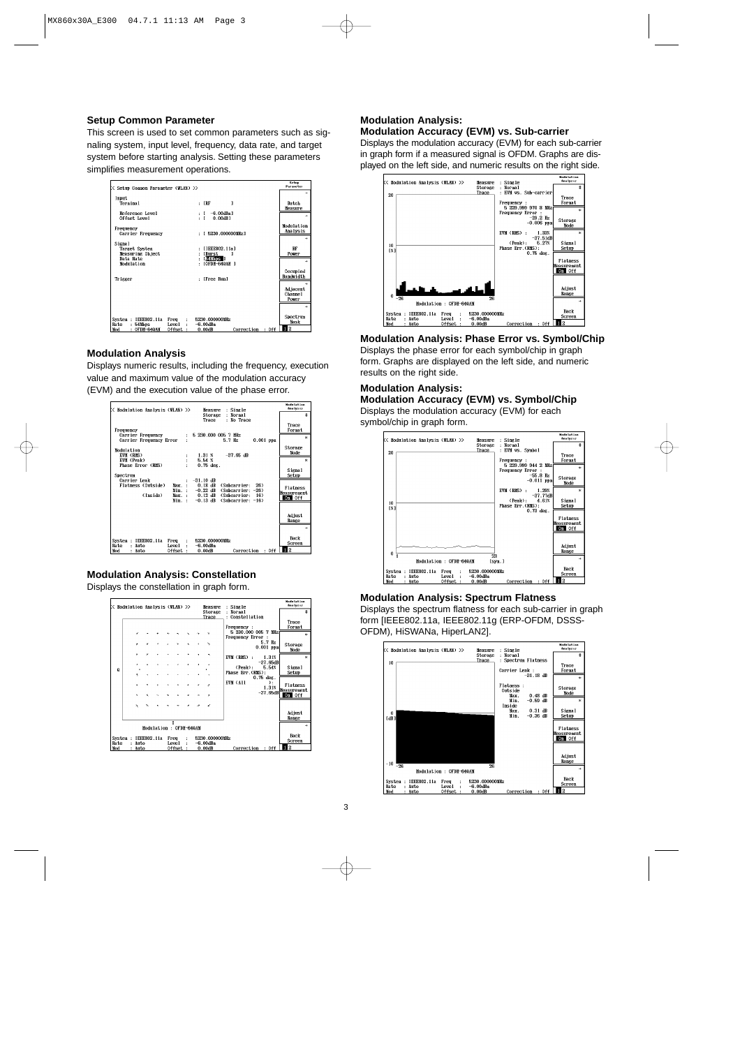### Setup Common Parameter

This screen is used to set common parameters such as signaling system, input level, frequency, data rate, and target system before starting analysis. Setting these parameters simplifies measurement operations.

### Modulation Analysis

Displays numeric results, including the frequency, execution value and maximum value of the modulation accuracy (EVM) and the execution value of the phase error.

### Modulation Analysis: Constellation

Displays the constellation in graph form.

### Modulation Analysis: Modulation Accuracy (EVM) vs. Sub-carrier

Displays the modulation accuracy (EVM) for each sub-carrier in graph form if a measured signal is OFDM. Graphs are displayed on the left side, and numeric results on the right side.

### Modulation Analysis: Phase Error vs. Symbol/Chip

Displays the phase error for each symbol/chip in graph form. Graphs are displayed on the left side, and numeric results on the right side.

### Modulation Analysis: Modulation Accuracy (EVM) vs. Symbol/Chip

Displays the modulation accuracy (EVM) for each symbol/chip in graph form.

### Modulation Analysis: Spectrum Flatness

Displays the spectrum flatness for each sub-carrier in graph form [IEEE802.11a, IEEE802.11g (ERP-OFDM, DSSS-OFDM), HiSWANa, HiperLAN2].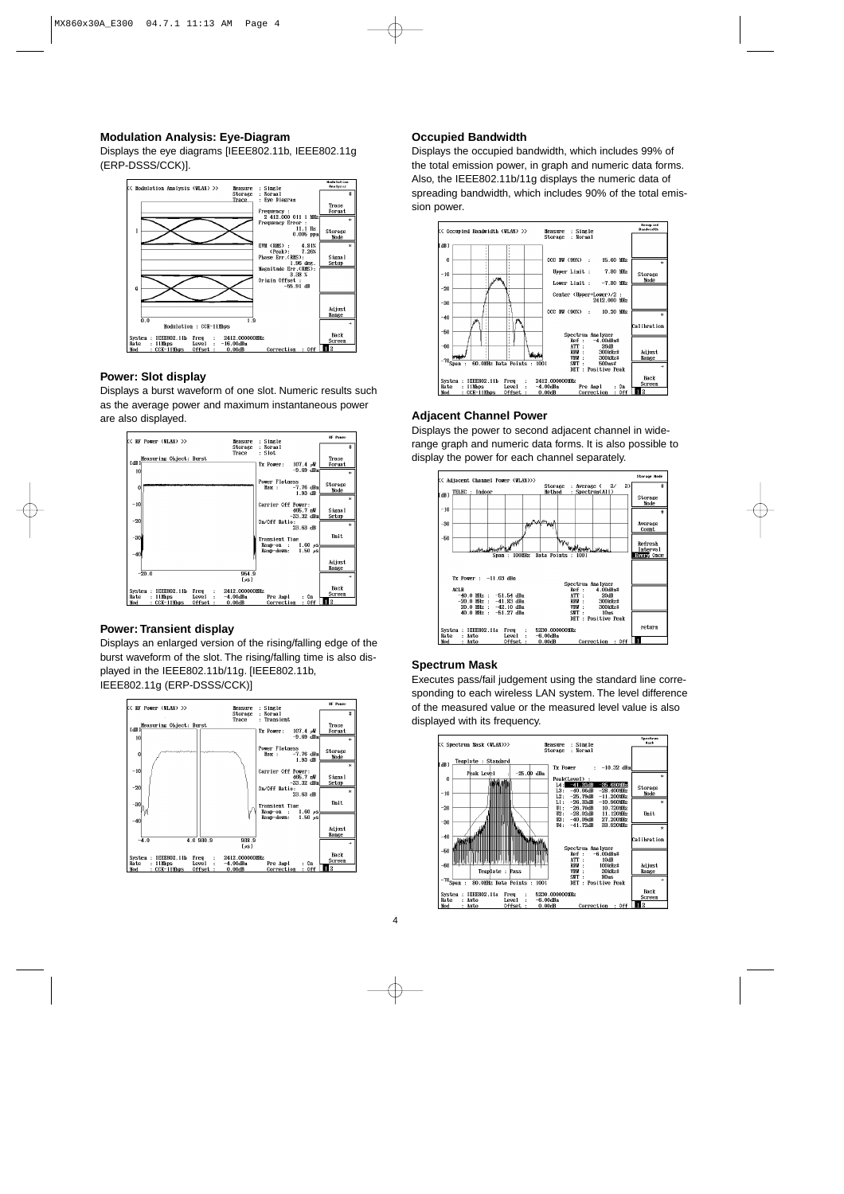## Modulation Analysis: Eye-Diagram

Displays the eye diagrams [IEEE802.11b, IEEE802.11g (ERP-DSSS/CCK)].

## Power: Slot display

Displays a burst waveform of one slot. Numeric results such as the average power and maximum instantaneous power are also displayed.

## Power: Transient display

Displays an enlarged version of the rising/falling edge of the burst waveform of the slot. The rising/falling time is also displayed in the IEEE802.11b/11g. [IEEE802.11b, IEEE802.11g (ERP-DSSS/CCK)]

## Occupied Bandwidth

Displays the occupied bandwidth, which includes 99% of the total emission power, in graph and numeric data forms. Also, the IEEE802.11b/11g displays the numeric data of spreading bandwidth, which includes 90% of the total emission power.

## Adjacent Channel Power

Displays the power to second adjacent channel in wide-range graph and numeric data forms. It is also possible to display the power for each channel separately.

## Spectrum Mask

Executes pass/fail judgement using the standard line corresponding to each wireless LAN system. The level difference of the measured value or the measured level value is also displayed with its frequency.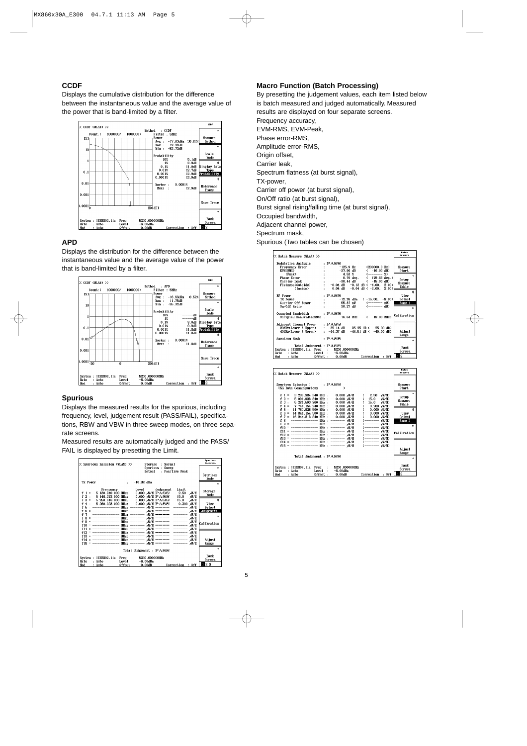## CCDF

Displays the cumulative distribution for the difference between the instantaneous value and the average value of the power that is band-limited by a filter.

## APD

Displays the distribution for the difference between the instantaneous value and the average value of the power that is band-limited by a filter.

## Spurious

Displays the measured results for the spurious, including frequency, level, judgement result (PASS/FAIL), specifications, RBW and VBW in three sweep modes, on three separate screens.

Measured results are automatically judged and the PASS/FAIL is displayed by presetting the Limit.

## Macro Function (Batch Processing)

By presetting the judgement values, each item listed below is batch measured and judged automatically. Measured results are displayed on four separate screens.

Frequency accuracy,
EVM-RMS, EVM-Peak,
Phase error-RMS,
Amplitude error-RMS,
Origin offset,
Carrier leak,
Spectrum flatness (at burst signal),
TX-power,
Carrier off power (at burst signal),
On/Off ratio (at burst signal),
Burst signal rising/falling time (at burst signal),
Occupied bandwidth,
Adjacent channel power,
Spectrum mask,
Spurious (Two tables can be chosen)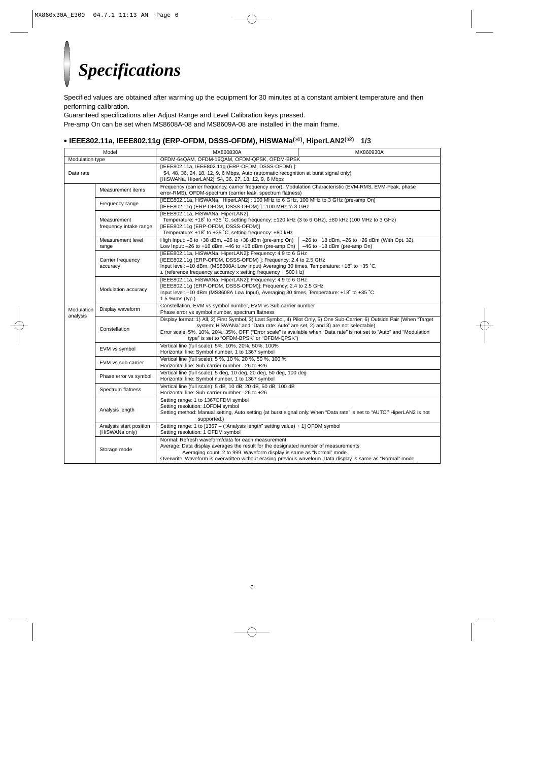# *Specifications*

Specified values are obtained after warming up the equipment for 30 minutes at a constant ambient temperature and then performing calibration.
Guaranteed specifications after Adjust Range and Level Calibration keys pressed.
Pre-amp On can be set when MS8608A-08 and MS8609A-08 are installed in the main frame.

## • IEEE802.11a, IEEE802.11g (ERP-OFDM, DSSS-OFDM), HiSWANa(*1), HiperLAN2(*2) 1/3

| Model | | MX860830A | MX860930A |
|---|---|---|---|
| Modulation type | | OFDM-64QAM, OFDM-16QAM, OFDM-QPSK, OFDM-BPSK | |
| Data rate | | [IEEE802.11a, IEEE802.11g (ERP-OFDM, DSSS-OFDM) ]:<br>54, 48, 36, 24, 18, 12, 9, 6 Mbps, Auto (automatic recognition at burst signal only)<br>[HiSWANa, HiperLAN2]: 54, 36, 27, 18, 12, 9, 6 Mbps | |
| Modulation analysis | Measurement items | Frequency (carrier frequency, carrier frequency error), Modulation Characteristic (EVM-RMS, EVM-Peak, phase error-RMS), OFDM-spectrum (carrier leak, spectrum flatness) | |
| | Frequency range | [IEEE802.11a, HiSWANa, HiperLAN2] : 100 MHz to 6 GHz, 100 MHz to 3 GHz (pre-amp On)<br>[IEEE802.11g (ERP-OFDM, DSSS-OFDM) ] : 100 MHz to 3 GHz | |
| | Measurement frequency intake range | [IEEE802.11a, HiSWANa, HiperLAN2]<br>Temperature: +18˚ to +35 ˚C, setting frequency: ±120 kHz (3 to 6 GHz), ±80 kHz (100 MHz to 3 GHz)<br>[IEEE802.11g (ERP-OFDM, DSSS-OFDM)]<br>Temperature: +18˚ to +35 ˚C, setting frequency: ±80 kHz | |
| | Measurement level range | High Input: –6 to +38 dBm, –26 to +38 dBm (pre-amp On)<br>Low Input: –26 to +18 dBm, –46 to +18 dBm (pre-amp On) | –26 to +18 dBm, –26 to +26 dBm (With Opt. 32),<br>–46 to +18 dBm (pre-amp On) |
| | Carrier frequency accuracy | [IEEE802.11a, HiSWANa, HiperLAN2]: Frequency: 4.9 to 6 GHz<br>[IEEE802.11g (ERP-OFDM, DSSS-OFDM) ]: Frequency: 2.4 to 2.5 GHz<br>Input level: –10 dBm, (MS8608A: Low Input) Averaging 30 times, Temperature: +18˚ to +35 ˚C,<br>± (reference frequency accuracy x setting frequency + 500 Hz) | |
| | Modulation accuracy | [IEEE802.11a, HiSWANa, HiperLAN2]: Frequency: 4.9 to 6 GHz<br>[IEEE802.11g (ERP-OFDM, DSSS-OFDM)]: Frequency: 2.4 to 2.5 GHz<br>Input level: –10 dBm (MS8608A Low Input), Averaging 30 times, Temperature: +18˚ to +35 ˚C<br>1.5 %rms (typ.) | |
| | Display waveform | Constellation, EVM vs symbol number, EVM vs Sub-carrier number<br>Phase error vs symbol number, spectrum flatness | |
| | Constellation | Display format: 1) All, 2) First Symbol, 3) Last Symbol, 4) Pilot Only, 5) One Sub-Carrier, 6) Outside Pair (When "Target system: HiSWANa" and "Data rate: Auto" are set, 2) and 3) are not selectable)<br>Error scale: 5%, 10%, 20%, 35%, OFF ("Error scale" is available when "Data rate" is not set to "Auto" and "Modulation type" is set to "OFDM-BPSK" or "OFDM-QPSK") | |
| | EVM vs symbol | Vertical line (full scale): 5%, 10%, 20%, 50%, 100%<br>Horizontal line: Symbol number, 1 to 1367 symbol | |
| | EVM vs sub-carrier | Vertical line (full scale): 5 %, 10 %, 20 %, 50 %, 100 %<br>Horizontal line: Sub-carrier number –26 to +26 | |
| | Phase error vs symbol | Vertical line (full scale): 5 deg, 10 deg, 20 deg, 50 deg, 100 deg<br>Horizontal line: Symbol number, 1 to 1367 symbol | |
| | Spectrum flatness | Vertical line (full scale): 5 dB, 10 dB, 20 dB, 50 dB, 100 dB<br>Horizontal line: Sub-carrier number –26 to +26 | |
| | Analysis length | Setting range: 1 to 1367OFDM symbol<br>Setting resolution: 1OFDM symbol<br>Setting method: Manual setting, Auto setting (at burst signal only. When "Data rate" is set to "AUTO." HiperLAN2 is not supported.) | |
| | Analysis start position (HiSWANa only) | Setting range: 1 to [1367 – ("Analysis length" setting value) + 1] OFDM symbol<br>Setting resolution: 1 OFDM symbol | |
| | Storage mode | Normal: Refresh waveform/data for each measurement.<br>Average: Data display averages the result for the designated number of measurements.<br>Averaging count: 2 to 999. Waveform display is same as "Normal" mode.<br>Overwrite: Waveform is overwritten without erasing previous waveform. Data display is same as "Normal" mode. | |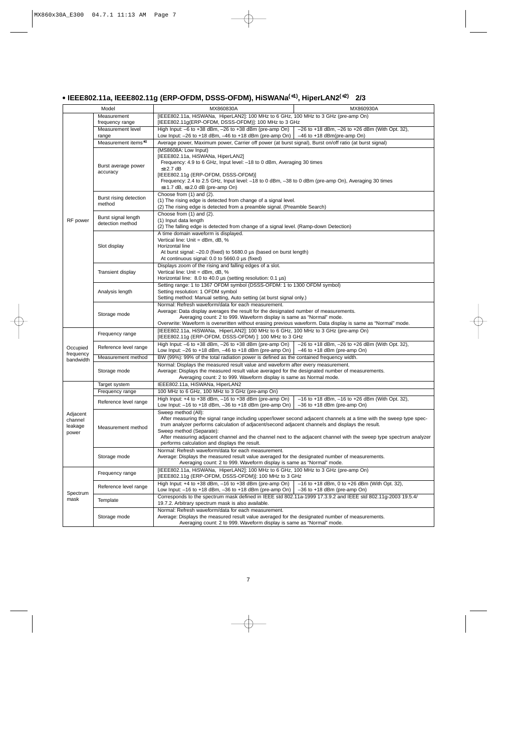## • IEEE802.11a, IEEE802.11g (ERP-OFDM, DSSS-OFDM), HiSWANa(*1), HiperLAN2(*2) 2/3

| Model | | MX860830A | MX860930A |
|---|---|---|---|
| RF power | Measurement frequency range | [IEEE802.11a, HiSWANa, HiperLAN2]: 100 MHz to 6 GHz, 100 MHz to 3 GHz (pre-amp On)<br>[IEEE802.11g(ERP-OFDM, DSSS-OFDM)]: 100 MHz to 3 GHz | |
| | Measurement level range | High Input: –6 to +38 dBm, –26 to +38 dBm (pre-amp On)<br>Low Input: –26 to +18 dBm, –46 to +18 dBm (pre-amp On) | –26 to +18 dBm, –26 to +26 dBm (With Opt. 32),<br>–46 to +18 dBm(pre-amp On) |
| | Measurement items*3 | Average power, Maximum power, Carrier off power (at burst signal), Burst on/off ratio (at burst signal) | |
| | Burst average power accuracy | (MS8608A: Low Input)<br>[IEEE802.11a, HiSWANa, HiperLAN2]<br>Frequency: 4.9 to 6 GHz, Input level: –18 to 0 dBm, Averaging 30 times<br>≤±2.7 dB<br>[IEEE802.11g (ERP-OFDM, DSSS-OFDM)]<br>Frequency: 2.4 to 2.5 GHz, Input level: –18 to 0 dBm, –38 to 0 dBm (pre-amp On), Averaging 30 times<br>≤±1.7 dB, ≤±2.0 dB (pre-amp On) | |
| | Burst rising detection method | Choose from (1) and (2).<br>(1) The rising edge is detected from change of a signal level.<br>(2) The rising edge is detected from a preamble signal. (Preamble Search) | |
| | Burst signal length detection method | Choose from (1) and (2).<br>(1) Input data length<br>(2) The falling edge is detected from change of a signal level. (Ramp-down Detection) | |
| | Slot display | A time domain waveform is displayed.<br>Vertical line: Unit = dBm, dB, %<br>Horizontal line<br>At burst signal: –20.0 (fixed) to 5680.0 µs (based on burst length)<br>At continuous signal: 0.0 to 5660.0 µs (fixed) | |
| | Transient display | Displays zoom of the rising and falling edges of a slot.<br>Vertical line: Unit = dBm, dB, %<br>Horizontal line: 8.0 to 40.0 µs (setting resolution: 0.1 µs) | |
| | Analysis length | Setting range: 1 to 1367 OFDM symbol (DSSS-OFDM: 1 to 1300 OFDM symbol)<br>Setting resolution: 1 OFDM symbol<br>Setting method: Manual setting, Auto setting (at burst signal only.) | |
| | Storage mode | Normal: Refresh waveform/data for each measurement.<br>Average: Data display averages the result for the designated number of measurements.<br>Averaging count: 2 to 999. Waveform display is same as "Normal" mode.<br>Overwrite: Waveform is overwritten without erasing previous waveform. Data display is same as "Normal" mode. | |
| Occupied frequency bandwidth | Frequency range | [IEEE802.11a, HiSWANa, HiperLAN2]: 100 MHz to 6 GHz, 100 MHz to 3 GHz (pre-amp On)<br>[IEEE802.11g (ERP-OFDM, DSSS-OFDM) ]: 100 MHz to 3 GHz | |
| | Reference level range | High Input: –6 to +38 dBm, –26 to +38 dBm (pre-amp On)<br>Low Input: –26 to +18 dBm, –46 to +18 dBm (pre-amp On) | –26 to +18 dBm, –26 to +26 dBm (With Opt. 32),<br>–46 to +18 dBm (pre-amp On) |
| | Measurement method | BW (99%): 99% of the total radiation power is defined as the contained frequency width. | |
| | Storage mode | Normal: Displays the measured result value and waveform after every measurement.<br>Average: Displays the measured result value averaged for the designated number of measurements.<br>Averaging count: 2 to 999. Waveform display is same as Normal mode. | |
| Adjacent channel leakage power | Target system | IEEE802.11a, HiSWANa, HiperLAN2 | |
| | Frequency range | 100 MHz to 6 GHz, 100 MHz to 3 GHz (pre-amp On) | |
| | Reference level range | High Input: +4 to +38 dBm, –16 to +38 dBm (pre-amp On)<br>Low Input: –16 to +18 dBm, –36 to +18 dBm (pre-amp On) | –16 to +18 dBm, –16 to +26 dBm (With Opt. 32),<br>–36 to +18 dBm (pre-amp On) |
| | Measurement method | Sweep method (All):<br>After measuring the signal range including upper/lower second adjacent channels at a time with the sweep type spectrum analyzer performs calculation of adjacent/second adjacent channels and displays the result.<br>Sweep method (Separate):<br>After measuring adjacent channel and the channel next to the adjacent channel with the sweep type spectrum analyzer performs calculation and displays the result. | |
| | Storage mode | Normal: Refresh waveform/data for each measurement.<br>Average: Displays the measured result value averaged for the designated number of measurements.<br>Averaging count: 2 to 999. Waveform display is same as "Normal" mode. | |
| Spectrum mask | Frequency range | [IEEE802.11a, HiSWANa, HiperLAN2]: 100 MHz to 6 GHz, 100 MHz to 3 GHz (pre-amp On)<br>[IEEE802.11g (ERP-OFDM, DSSS-OFDM)]: 100 MHz to 3 GHz | |
| | Reference level range | High Input: +4 to +38 dBm, –16 to +38 dBm (pre-amp On)<br>Low Input: –16 to +18 dBm, –36 to +18 dBm (pre-amp On) | –16 to +18 dBm, 0 to +26 dBm (With Opt. 32),<br>–36 to +18 dBm (pre-amp On) |
| | Template | Corresponds to the spectrum mask defined in IEEE std 802.11a-1999 17.3.9.2 and IEEE std 802.11g-2003 19.5.4/ 19.7.2. Arbitrary spectrum mask is also available. | |
| | Storage mode | Normal: Refresh waveform/data for each measurement.<br>Average: Displays the measured result value averaged for the designated number of measurements.<br>Averaging count: 2 to 999. Waveform display is same as "Normal" mode. | |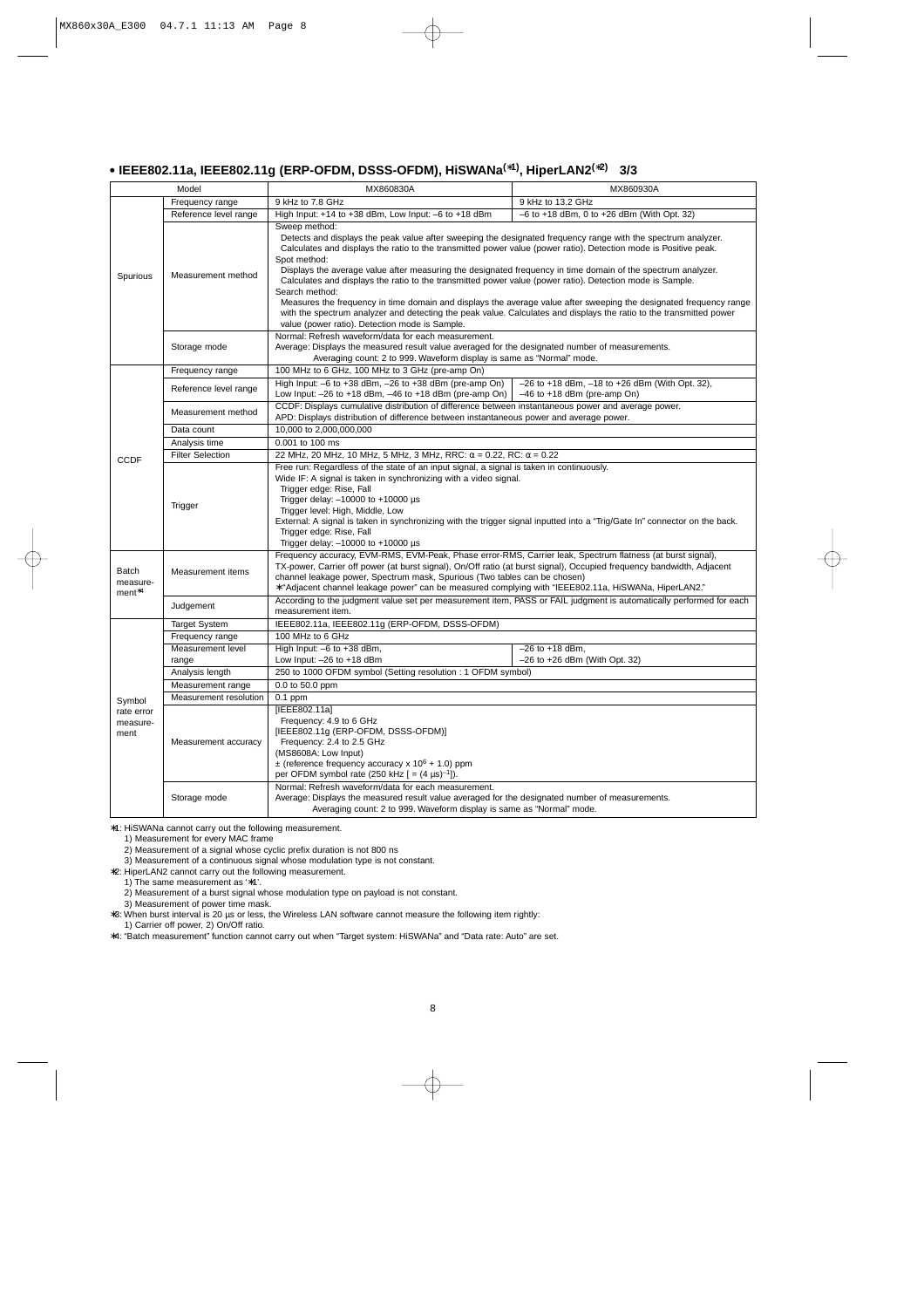## • IEEE802.11a, IEEE802.11g (ERP-OFDM, DSSS-OFDM), HiSWANa(*1), HiperLAN2(*2) 3/3

| Model | | MX860830A | MX860930A |
|---|---|---|---|
| Spurious | Frequency range | 9 kHz to 7.8 GHz | 9 kHz to 13.2 GHz |
| | Reference level range | High Input: +14 to +38 dBm, Low Input: –6 to +18 dBm | –6 to +18 dBm, 0 to +26 dBm (With Opt. 32) |
| | Measurement method | Sweep method:<br>Detects and displays the peak value after sweeping the designated frequency range with the spectrum analyzer.<br>Calculates and displays the ratio to the transmitted power value (power ratio). Detection mode is Positive peak.<br>Spot method:<br>Displays the average value after measuring the designated frequency in time domain of the spectrum analyzer.<br>Calculates and displays the ratio to the transmitted power value (power ratio). Detection mode is Sample.<br>Search method:<br>Measures the frequency in time domain and displays the average value after sweeping the designated frequency range with the spectrum analyzer and detecting the peak value. Calculates and displays the ratio to the transmitted power value (power ratio). Detection mode is Sample. | |
| | Storage mode | Normal: Refresh waveform/data for each measurement.<br>Average: Displays the measured result value averaged for the designated number of measurements.<br>Averaging count: 2 to 999. Waveform display is same as "Normal" mode. | |
| CCDF | Frequency range | 100 MHz to 6 GHz, 100 MHz to 3 GHz (pre-amp On) | |
| | Reference level range | High Input: –6 to +38 dBm, –26 to +38 dBm (pre-amp On)<br>Low Input: –26 to +18 dBm, –46 to +18 dBm (pre-amp On) | –26 to +18 dBm, –18 to +26 dBm (With Opt. 32),<br>–46 to +18 dBm (pre-amp On) |
| | Measurement method | CCDF: Displays cumulative distribution of difference between instantaneous power and average power.<br>APD: Displays distribution of difference between instantaneous power and average power. | |
| | Data count | 10,000 to 2,000,000,000 | |
| | Analysis time | 0.001 to 100 ms | |
| | Filter Selection | 22 MHz, 20 MHz, 10 MHz, 5 MHz, 3 MHz, RRC: α = 0.22, RC: α = 0.22 | |
| | Trigger | Free run: Regardless of the state of an input signal, a signal is taken in continuously.<br>Wide IF: A signal is taken in synchronizing with a video signal.<br>Trigger edge: Rise, Fall<br>Trigger delay: –10000 to +10000 µs<br>Trigger level: High, Middle, Low<br>External: A signal is taken in synchronizing with the trigger signal inputted into a "Trig/Gate In" connector on the back.<br>Trigger edge: Rise, Fall<br>Trigger delay: –10000 to +10000 µs | |
| Batch measurement*4 | Measurement items | Frequency accuracy, EVM-RMS, EVM-Peak, Phase error-RMS, Carrier leak, Spectrum flatness (at burst signal), TX-power, Carrier off power (at burst signal), On/Off ratio (at burst signal), Occupied frequency bandwidth, Adjacent channel leakage power, Spectrum mask, Spurious (Two tables can be chosen)<br>*"Adjacent channel leakage power" can be measured complying with "IEEE802.11a, HiSWANa, HiperLAN2." | |
| | Judgement | According to the judgment value set per measurement item, PASS or FAIL judgment is automatically performed for each measurement item. | |
| Symbol rate error measurement | Target System | IEEE802.11a, IEEE802.11g (ERP-OFDM, DSSS-OFDM) | |
| | Frequency range | 100 MHz to 6 GHz | |
| | Measurement level range | High Input: –6 to +38 dBm,<br>Low Input: –26 to +18 dBm | –26 to +18 dBm,<br>–26 to +26 dBm (With Opt. 32) |
| | Analysis length | 250 to 1000 OFDM symbol (Setting resolution : 1 OFDM symbol) | |
| | Measurement range | 0.0 to 50.0 ppm | |
| | Measurement resolution | 0.1 ppm | |
| | Measurement accuracy | [IEEE802.11a]<br>Frequency: 4.9 to 6 GHz<br>[IEEE802.11g (ERP-OFDM, DSSS-OFDM)]<br>Frequency: 2.4 to 2.5 GHz<br>(MS8608A: Low Input)<br>± (reference frequency accuracy x $10^6$ + 1.0) ppm<br>per OFDM symbol rate (250 kHz [ = $(4\ \mu s)^{-1}$]). | |
| | Storage mode | Normal: Refresh waveform/data for each measurement.<br>Average: Displays the measured result value averaged for the designated number of measurements.<br>Averaging count: 2 to 999. Waveform display is same as "Normal" mode. | |

*1: HiSWANa cannot carry out the following measurement.
1) Measurement for every MAC frame
2) Measurement of a signal whose cyclic prefix duration is not 800 ns
3) Measurement of a continuous signal whose modulation type is not constant.

*2: HiperLAN2 cannot carry out the following measurement.
1) The same measurement as '*1'.
2) Measurement of a burst signal whose modulation type on payload is not constant.
3) Measurement of power time mask.

*3: When burst interval is 20 µs or less, the Wireless LAN software cannot measure the following item rightly:
1) Carrier off power, 2) On/Off ratio.

*4: "Batch measurement" function cannot carry out when "Target system: HiSWANa" and "Data rate: Auto" are set.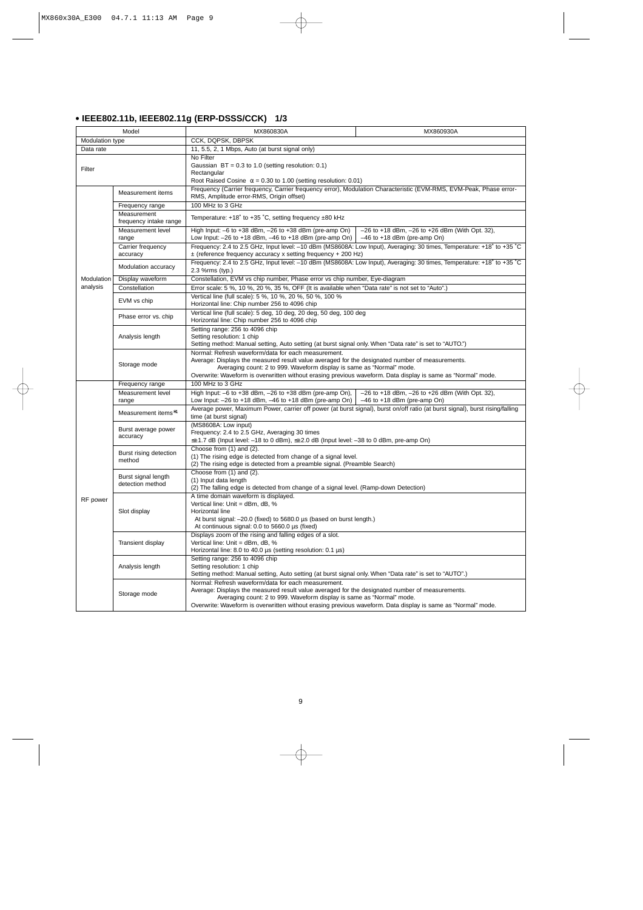## • IEEE802.11b, IEEE802.11g (ERP-DSSS/CCK) 1/3

| Model | | MX860830A | MX860930A |
|---|---|---|---|
| Modulation type | | CCK, DQPSK, DBPSK | |
| Data rate | | 11, 5.5, 2, 1 Mbps, Auto (at burst signal only) | |
| Filter | | No Filter<br>Gaussian BT = 0.3 to 1.0 (setting resolution: 0.1)<br>Rectangular<br>Root Raised Cosine α = 0.30 to 1.00 (setting resolution: 0.01) | |
| Modulation analysis | Measurement items | Frequency (Carrier frequency, Carrier frequency error), Modulation Characteristic (EVM-RMS, EVM-Peak, Phase error-RMS, Amplitude error-RMS, Origin offset) | |
| | Frequency range | 100 MHz to 3 GHz | |
| | Measurement frequency intake range | Temperature: +18˚ to +35 ˚C, setting frequency ±80 kHz | |
| | Measurement level range | High Input: –6 to +38 dBm, –26 to +38 dBm (pre-amp On)<br>Low Input: –26 to +18 dBm, –46 to +18 dBm (pre-amp On) | –26 to +18 dBm, –26 to +26 dBm (With Opt. 32),<br>–46 to +18 dBm (pre-amp On) |
| | Carrier frequency accuracy | Frequency: 2.4 to 2.5 GHz, Input level: –10 dBm (MS8608A: Low Input), Averaging: 30 times, Temperature: +18˚ to +35 ˚C<br>± (reference frequency accuracy x setting frequency + 200 Hz) | |
| | Modulation accuracy | Frequency: 2.4 to 2.5 GHz, Input level: –10 dBm (MS8608A: Low Input), Averaging: 30 times, Temperature: +18˚ to +35 ˚C<br>2.3 %rms (typ.) | |
| | Display waveform | Constellation, EVM vs chip number, Phase error vs chip number, Eye-diagram | |
| | Constellation | Error scale: 5 %, 10 %, 20 %, 35 %, OFF (It is available when “Data rate” is not set to “Auto”.) | |
| | EVM vs chip | Vertical line (full scale): 5 %, 10 %, 20 %, 50 %, 100 %<br>Horizontal line: Chip number 256 to 4096 chip | |
| | Phase error vs. chip | Vertical line (full scale): 5 deg, 10 deg, 20 deg, 50 deg, 100 deg<br>Horizontal line: Chip number 256 to 4096 chip | |
| | Analysis length | Setting range: 256 to 4096 chip<br>Setting resolution: 1 chip<br>Setting method: Manual setting, Auto setting (at burst signal only. When “Data rate” is set to “AUTO.”) | |
| | Storage mode | Normal: Refresh waveform/data for each measurement.<br>Average: Displays the measured result value averaged for the designated number of measurements.<br>Averaging count: 2 to 999. Waveform display is same as “Normal” mode.<br>Overwrite: Waveform is overwritten without erasing previous waveform. Data display is same as “Normal” mode. | |
| RF power | Frequency range | 100 MHz to 3 GHz | |
| | Measurement level range | High Input: –6 to +38 dBm, –26 to +38 dBm (pre-amp On),<br>Low Input: –26 to +18 dBm, –46 to +18 dBm (pre-amp On) | –26 to +18 dBm, –26 to +26 dBm (With Opt. 32),<br>–46 to +18 dBm (pre-amp On) |
| | Measurement items*1 | Average power, Maximum Power, carrier off power (at burst signal), burst on/off ratio (at burst signal), burst rising/falling time (at burst signal) | |
| | Burst average power accuracy | (MS8608A: Low input)<br>Frequency: 2.4 to 2.5 GHz, Averaging 30 times<br>≤±1.7 dB (Input level: –18 to 0 dBm), ≤±2.0 dB (Input level: –38 to 0 dBm, pre-amp On) | |
| | Burst rising detection method | Choose from (1) and (2).<br>(1) The rising edge is detected from change of a signal level.<br>(2) The rising edge is detected from a preamble signal. (Preamble Search) | |
| | Burst signal length detection method | Choose from (1) and (2).<br>(1) Input data length<br>(2) The falling edge is detected from change of a signal level. (Ramp-down Detection) | |
| | Slot display | A time domain waveform is displayed.<br>Vertical line: Unit = dBm, dB, %<br>Horizontal line<br>At burst signal: –20.0 (fixed) to 5680.0 µs (based on burst length.)<br>At continuous signal: 0.0 to 5660.0 µs (fixed) | |
| | Transient display | Displays zoom of the rising and falling edges of a slot.<br>Vertical line: Unit = dBm, dB, %<br>Horizontal line: 8.0 to 40.0 µs (setting resolution: 0.1 µs) | |
| | Analysis length | Setting range: 256 to 4096 chip<br>Setting resolution: 1 chip<br>Setting method: Manual setting, Auto setting (at burst signal only. When “Data rate” is set to “AUTO”.) | |
| | Storage mode | Normal: Refresh waveform/data for each measurement.<br>Average: Displays the measured result value averaged for the designated number of measurements.<br>Averaging count: 2 to 999. Waveform display is same as “Normal” mode.<br>Overwrite: Waveform is overwritten without erasing previous waveform. Data display is same as “Normal” mode. | |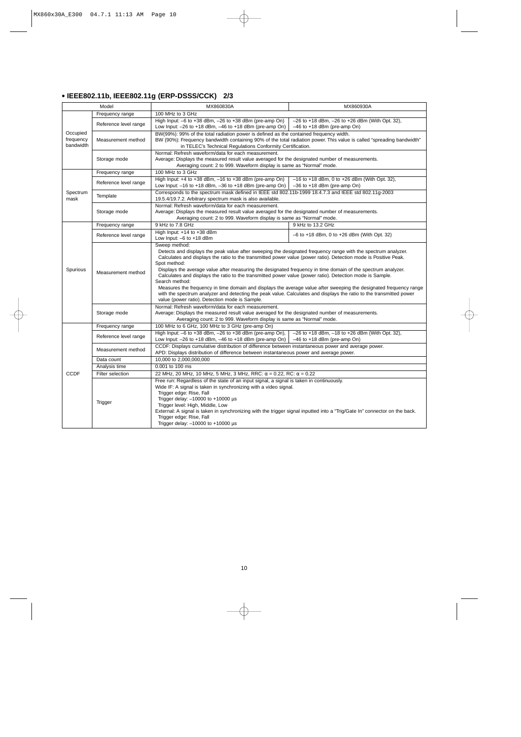## • IEEE802.11b, IEEE802.11g (ERP-DSSS/CCK) 2/3

| Model | | MX860830A | MX860930A |
|---|---|---|---|
| Occupied frequency bandwidth | Frequency range | 100 MHz to 3 GHz | |
| | Reference level range | High Input: –6 to +38 dBm, –26 to +38 dBm (pre-amp On)<br>Low Input: –26 to +18 dBm, –46 to +18 dBm (pre-amp On) | –26 to +18 dBm, –26 to +26 dBm (With Opt. 32),<br>–46 to +18 dBm (pre-amp On) |
| | Measurement method | BW(99%): 99% of the total radiation power is defined as the contained frequency width.<br>BW (90%): Frequency bandwidth containing 90% of the total radiation power. This value is called "spreading bandwidth" in TELEC's Technical Regulations Conformity Certification. | |
| | Storage mode | Normal: Refresh waveform/data for each measurement.<br>Average: Displays the measured result value averaged for the designated number of measurements.<br>Averaging count: 2 to 999. Waveform display is same as "Normal" mode. | |
| Spectrum mask | Frequency range | 100 MHz to 3 GHz | |
| | Reference level range | High Input: +4 to +38 dBm, –16 to +38 dBm (pre-amp On)<br>Low Input: –16 to +18 dBm, –36 to +18 dBm (pre-amp On) | –16 to +18 dBm, 0 to +26 dBm (With Opt. 32),<br>–36 to +18 dBm (pre-amp On) |
| | Template | Corresponds to the spectrum mask defined in IEEE std 802.11b-1999 18.4.7.3 and IEEE std 802.11g-2003 19.5.4/19.7.2. Arbitrary spectrum mask is also available. | |
| | Storage mode | Normal: Refresh waveform/data for each measurement.<br>Average: Displays the measured result value averaged for the designated number of measurements.<br>Averaging count: 2 to 999. Waveform display is same as "Normal" mode. | |
| Spurious | Frequency range | 9 kHz to 7.8 GHz | 9 kHz to 13.2 GHz |
| | Reference level range | High Input: +14 to +38 dBm<br>Low Input: –6 to +18 dBm | –6 to +18 dBm, 0 to +26 dBm (With Opt. 32) |
| | Measurement method | Sweep method:<br>Detects and displays the peak value after sweeping the designated frequency range with the spectrum analyzer. Calculates and displays the ratio to the transmitted power value (power ratio). Detection mode is Positive Peak.<br>Spot method:<br>Displays the average value after measuring the designated frequency in time domain of the spectrum analyzer. Calculates and displays the ratio to the transmitted power value (power ratio). Detection mode is Sample.<br>Search method:<br>Measures the frequency in time domain and displays the average value after sweeping the designated frequency range with the spectrum analyzer and detecting the peak value. Calculates and displays the ratio to the transmitted power value (power ratio). Detection mode is Sample. | |
| | Storage mode | Normal: Refresh waveform/data for each measurement.<br>Average: Displays the measured result value averaged for the designated number of measurements.<br>Averaging count: 2 to 999. Waveform display is same as "Normal" mode. | |
| CCDF | Frequency range | 100 MHz to 6 GHz, 100 MHz to 3 GHz (pre-amp On) | |
| | Reference level range | High Input: –6 to +38 dBm, –26 to +38 dBm (pre-amp On),<br>Low Input: –26 to +18 dBm, –46 to +18 dBm (pre-amp On) | –26 to +18 dBm, –18 to +26 dBm (With Opt. 32),<br>–46 to +18 dBm (pre-amp On) |
| | Measurement method | CCDF: Displays cumulative distribution of difference between instantaneous power and average power.<br>APD: Displays distribution of difference between instantaneous power and average power. | |
| | Data count | 10,000 to 2,000,000,000 | |
| | Analysis time | 0.001 to 100 ms | |
| | Filter selection | 22 MHz, 20 MHz, 10 MHz, 5 MHz, 3 MHz, RRC: $\alpha = 0.22$, RC: $\alpha = 0.22$ | |
| | Trigger | Free run: Regardless of the state of an input signal, a signal is taken in continuously.<br>Wide IF: A signal is taken in synchronizing with a video signal.<br>Trigger edge: Rise, Fall<br>Trigger delay: –10000 to +10000 µs<br>Trigger level: High, Middle, Low<br>External: A signal is taken in synchronizing with the trigger signal inputted into a "Trig/Gate In" connector on the back.<br>Trigger edge: Rise, Fall<br>Trigger delay: –10000 to +10000 µs | |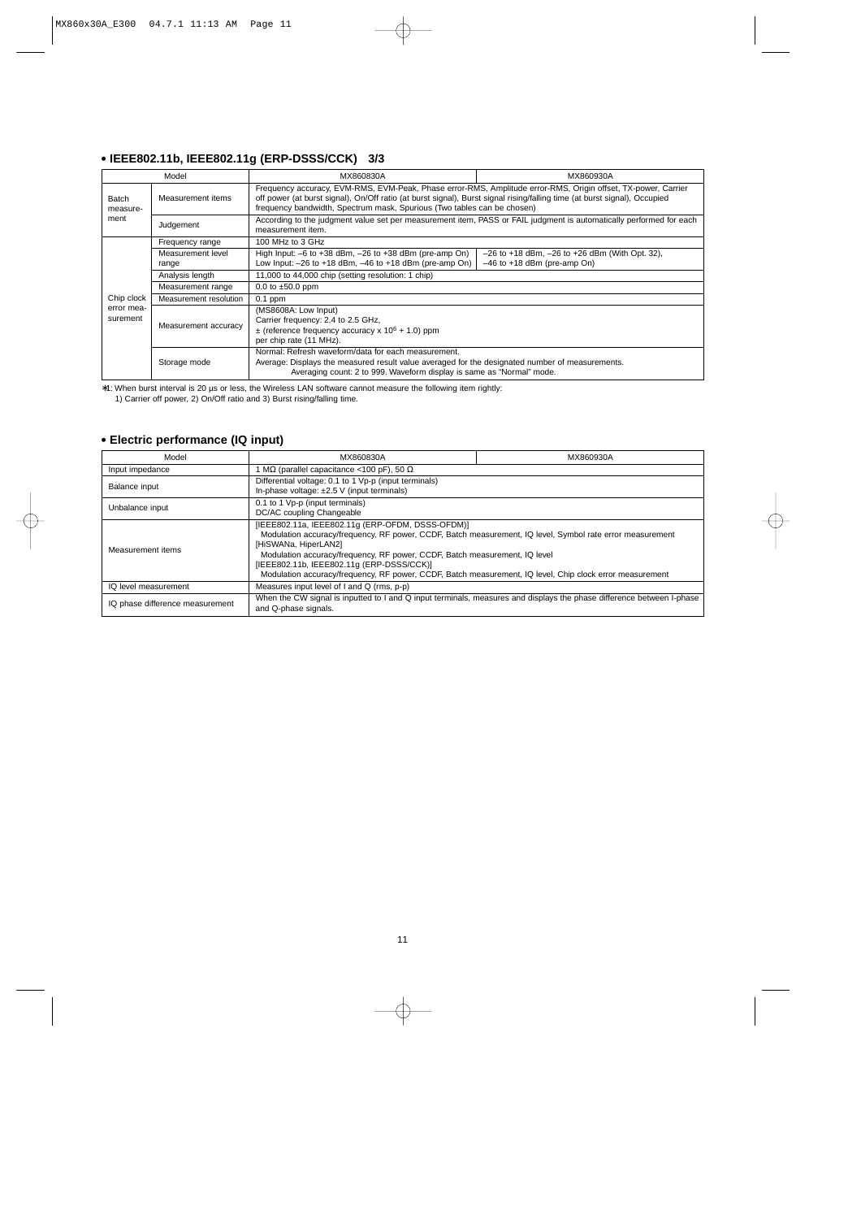### • IEEE802.11b, IEEE802.11g (ERP-DSSS/CCK) 3/3

| Model | | MX860830A | MX860930A |
|---|---|---|---|
| Batch measurement | Measurement items | Frequency accuracy, EVM-RMS, EVM-Peak, Phase error-RMS, Amplitude error-RMS, Origin offset, TX-power, Carrier off power (at burst signal), On/Off ratio (at burst signal), Burst signal rising/falling time (at burst signal), Occupied frequency bandwidth, Spectrum mask, Spurious (Two tables can be chosen) | |
| | Judgement | According to the judgment value set per measurement item, PASS or FAIL judgment is automatically performed for each measurement item. | |
| Chip clock error measurement | Frequency range | 100 MHz to 3 GHz | |
| | Measurement level range | High Input: –6 to +38 dBm, –26 to +38 dBm (pre-amp On)<br>Low Input: –26 to +18 dBm, –46 to +18 dBm (pre-amp On) | –26 to +18 dBm, –26 to +26 dBm (With Opt. 32),<br>–46 to +18 dBm (pre-amp On) |
| | Analysis length | 11,000 to 44,000 chip (setting resolution: 1 chip) | |
| | Measurement range | 0.0 to ±50.0 ppm | |
| | Measurement resolution | 0.1 ppm | |
| | Measurement accuracy | (MS8608A: Low Input)<br>Carrier frequency: 2.4 to 2.5 GHz,<br>± (reference frequency accuracy x $10^6$ + 1.0) ppm<br>per chip rate (11 MHz). | |
| | Storage mode | Normal: Refresh waveform/data for each measurement.<br>Average: Displays the measured result value averaged for the designated number of measurements.<br>Averaging count: 2 to 999. Waveform display is same as "Normal" mode. | |

*1: When burst interval is 20 µs or less, the Wireless LAN software cannot measure the following item rightly:
1) Carrier off power, 2) On/Off ratio and 3) Burst rising/falling time.

### • Electric performance (IQ input)

| Model | MX860830A | MX860930A |
|---|---|---|
| Input impedance | 1 MΩ (parallel capacitance <100 pF), 50 Ω | |
| Balance input | Differential voltage: 0.1 to 1 Vp-p (input terminals)<br>In-phase voltage: ±2.5 V (input terminals) | |
| Unbalance input | 0.1 to 1 Vp-p (input terminals)<br>DC/AC coupling Changeable | |
| Measurement items | [IEEE802.11a, IEEE802.11g (ERP-OFDM, DSSS-OFDM)]<br>Modulation accuracy/frequency, RF power, CCDF, Batch measurement, IQ level, Symbol rate error measurement<br>[HiSWANa, HiperLAN2]<br>Modulation accuracy/frequency, RF power, CCDF, Batch measurement, IQ level<br>[IEEE802.11b, IEEE802.11g (ERP-DSSS/CCK)]<br>Modulation accuracy/frequency, RF power, CCDF, Batch measurement, IQ level, Chip clock error measurement | |
| IQ level measurement | Measures input level of I and Q (rms, p-p) | |
| IQ phase difference measurement | When the CW signal is inputted to I and Q input terminals, measures and displays the phase difference between I-phase and Q-phase signals. | |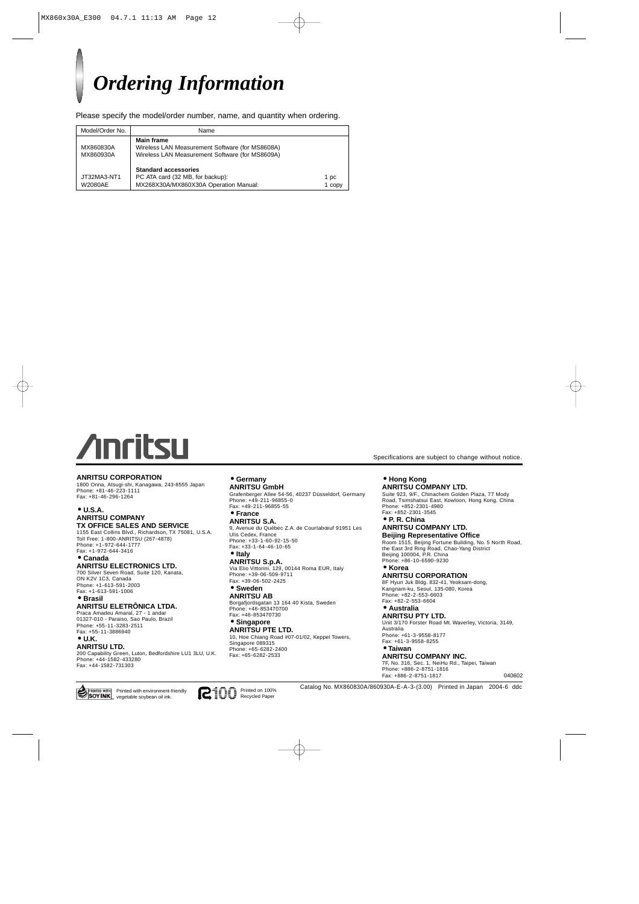# Ordering Information

Please specify the model/order number, name, and quantity when ordering.

| Model/Order No. | Name | |
|---|---|---|
| | **Main frame** | |
| MX860830A | Wireless LAN Measurement Software (for MS8608A) | |
| MX860930A | Wireless LAN Measurement Software (for MS8609A) | |
| | **Standard accessories** | |
| JT32MA3-NT1 | PC ATA card (32 MB, for backup): | 1 pc |
| W2080AE | MX268X30A/MX860X30A Operation Manual: | 1 copy |

Anritsu

Specifications are subject to change without notice.

**ANRITSU CORPORATION**
1800 Onna, Atsugi-shi, Kanagawa, 243-8555 Japan
Phone: +81-46-223-1111
Fax: +81-46-296-1264

• **U.S.A.**
**ANRITSU COMPANY**
**TX OFFICE SALES AND SERVICE**
1155 East Collins Blvd., Richardson, TX 75081, U.S.A.
Toll Free: 1-800-ANRITSU (267-4878)
Phone: +1-972-644-1777
Fax: +1-972-644-3416

• **Canada**
**ANRITSU ELECTRONICS LTD.**
700 Silver Seven Road, Suite 120, Kanata,
ON K2V 1C3, Canada
Phone: +1-613-591-2003
Fax: +1-613-591-1006

• **Brasil**
**ANRITSU ELETRÔNICA LTDA.**
Praca Amadeu Amaral, 27 - 1 andar
01327-010 - Paraiso, Sao Paulo, Brazil
Phone: +55-11-3283-2511
Fax: +55-11-3886940

• **U.K.**
**ANRITSU LTD.**
200 Capability Green, Luton, Bedfordshire LU1 3LU, U.K.
Phone: +44-1582-433280
Fax: +44-1582-731303

• **Germany**
**ANRITSU GmbH**
Grafenberger Allee 54-56, 40237 Düsseldorf, Germany
Phone: +49-211-96855-0
Fax: +49-211-96855-55

• **France**
**ANRITSU S.A.**
9, Avenue du Québec Z.A. de Courtabœuf 91951 Les Ulis Cedex, France
Phone: +33-1-60-92-15-50
Fax: +33-1-64-46-10-65

• **Italy**
**ANRITSU S.p.A.**
Via Elio Vittorini, 129, 00144 Roma EUR, Italy
Phone: +39-06-509-9711
Fax: +39-06-502-2425

• **Sweden**
**ANRITSU AB**
Borgafjordsgatan 13 164 40 Kista, Sweden
Phone: +46-853470700
Fax: +46-853470730

• **Singapore**
**ANRITSU PTE LTD.**
10, Hoe Chiang Road #07-01/02, Keppel Towers,
Singapore 089315
Phone: +65-6282-2400
Fax: +65-6282-2533

• **Hong Kong**
**ANRITSU COMPANY LTD.**
Suite 923, 9/F., Chinachem Golden Plaza, 77 Mody Road, Tsimshatsui East, Kowloon, Hong Kong, China
Phone: +852-2301-4980
Fax: +852-2301-3545

• **P. R. China**
**ANRITSU COMPANY LTD.**
**Beijing Representative Office**
Room 1515, Beijing Fortune Building, No. 5 North Road, the East 3rd Ring Road, Chao-Yang District
Beijing 100004, P.R. China
Phone: +86-10-6590-9230

• **Korea**
**ANRITSU CORPORATION**
8F Hyun Juk Bldg. 832-41, Yeoksam-dong,
Kangnam-ku, Seoul, 135-080, Korea
Phone: +82-2-553-6603
Fax: +82-2-553-6604

• **Australia**
**ANRITSU PTY LTD.**
Unit 3/170 Forster Road Mt. Waverley, Victoria, 3149, Australia
Phone: +61-3-9558-8177
Fax: +61-3-9558-8255

• **Taiwan**
**ANRITSU COMPANY INC.**
7F, No. 316, Sec. 1, NeiHu Rd., Taipei, Taiwan
Phone: +886-2-8751-1816
Fax: +886-2-8751-1817

040602

PRINTED WITH SOYINK Printed with environment-friendly vegetable soybean oil ink.

R100 Printed on 100% Recycled Paper

Catalog No. MX860830A/860930A-E-A-3-(3.00) Printed in Japan 2004-6 ddc